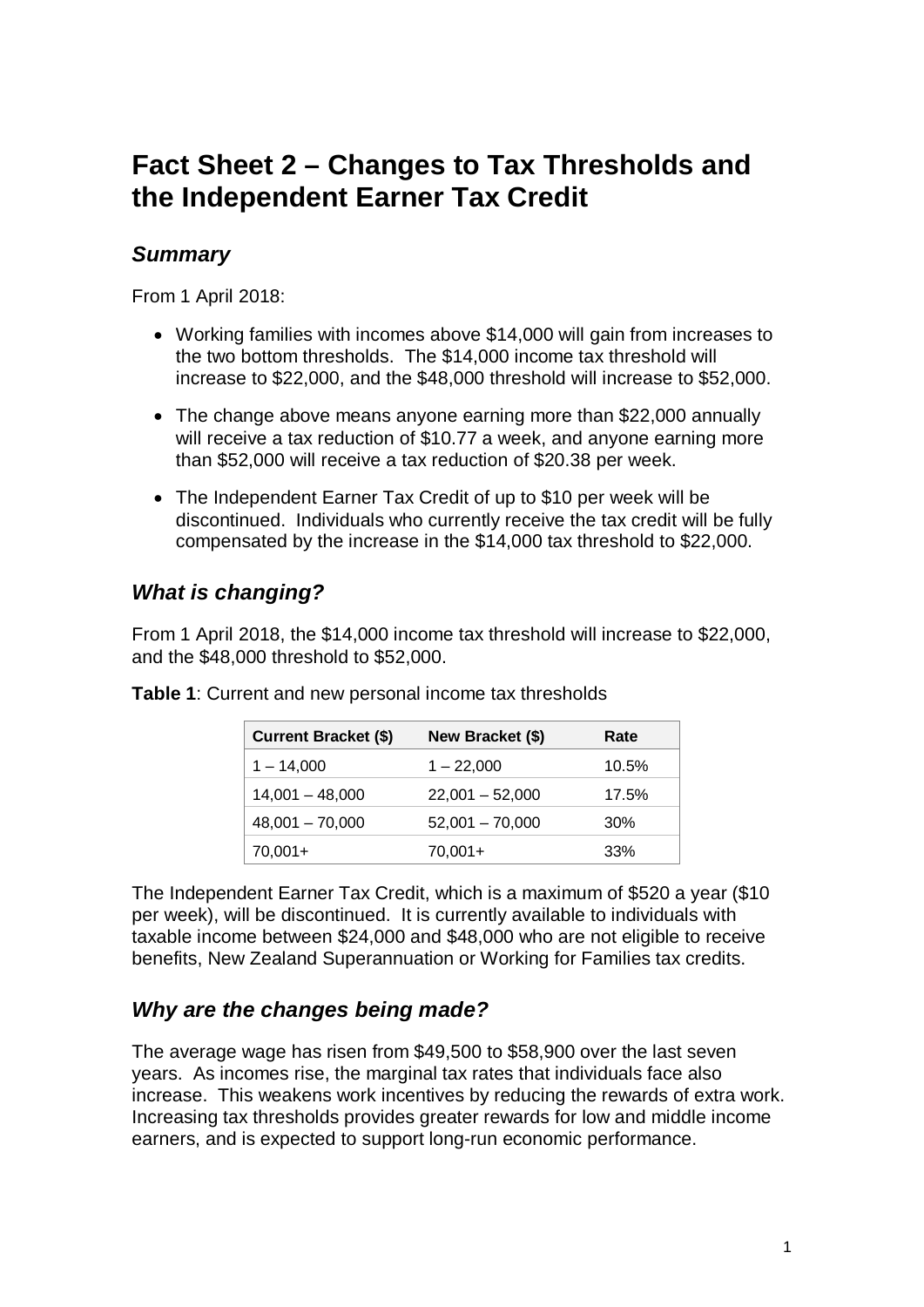# Fact Sheet 2 – Changes to Tax Thresholds and the Independent Earner Tax Credit

## *Summary*

From 1 April 2018:

- Working families with incomes above $14,000 will gain from increases to the two bottom thresholds. The $14,000 income tax threshold will increase to $22,000, and the $48,000 threshold will increase to $52,000.
- The change above means anyone earning more than $22,000 annually will receive a tax reduction of $10.77 a week, and anyone earning more than $52,000 will receive a tax reduction of $20.38 per week.
- The Independent Earner Tax Credit of up to $10 per week will be discontinued. Individuals who currently receive the tax credit will be fully compensated by the increase in the $14,000 tax threshold to $22,000.

## *What is changing?*

From 1 April 2018, the $14,000 income tax threshold will increase to $22,000, and the $48,000 threshold to $52,000.

**Table 1**: Current and new personal income tax thresholds

| Current Bracket ($) | New Bracket ($) | Rate |
|---|---|---|
| 1 – 14,000 | 1 – 22,000 | 10.5% |
| 14,001 – 48,000 | 22,001 – 52,000 | 17.5% |
| 48,001 – 70,000 | 52,001 – 70,000 | 30% |
| 70,001+ | 70,001+ | 33% |

The Independent Earner Tax Credit, which is a maximum of $520 a year ($10 per week), will be discontinued. It is currently available to individuals with taxable income between $24,000 and $48,000 who are not eligible to receive benefits, New Zealand Superannuation or Working for Families tax credits.

## *Why are the changes being made?*

The average wage has risen from $49,500 to $58,900 over the last seven years. As incomes rise, the marginal tax rates that individuals face also increase. This weakens work incentives by reducing the rewards of extra work. Increasing tax thresholds provides greater rewards for low and middle income earners, and is expected to support long-run economic performance.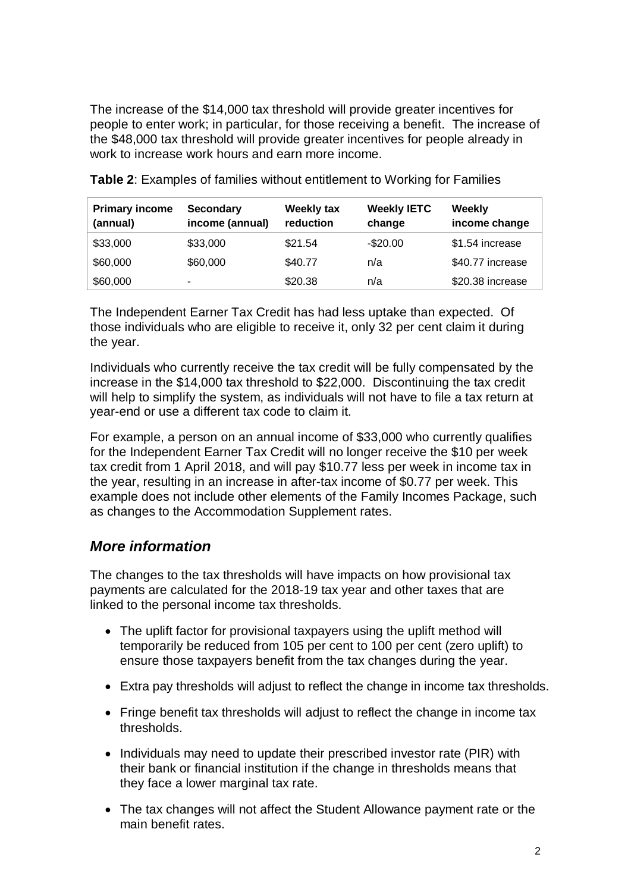The increase of the $14,000 tax threshold will provide greater incentives for people to enter work; in particular, for those receiving a benefit. The increase of the $48,000 tax threshold will provide greater incentives for people already in work to increase work hours and earn more income.

**Table 2**: Examples of families without entitlement to Working for Families

| Primary income (annual) | Secondary income (annual) | Weekly tax reduction | Weekly IETC change | Weekly income change |
|---|---|---|---|---|
| $33,000 | $33,000 | $21.54 | -$20.00 | $1.54 increase |
| $60,000 | $60,000 | $40.77 | n/a | $40.77 increase |
| $60,000 | - | $20.38 | n/a | $20.38 increase |

The Independent Earner Tax Credit has had less uptake than expected. Of those individuals who are eligible to receive it, only 32 per cent claim it during the year.

Individuals who currently receive the tax credit will be fully compensated by the increase in the $14,000 tax threshold to $22,000. Discontinuing the tax credit will help to simplify the system, as individuals will not have to file a tax return at year-end or use a different tax code to claim it.

For example, a person on an annual income of $33,000 who currently qualifies for the Independent Earner Tax Credit will no longer receive the $10 per week tax credit from 1 April 2018, and will pay $10.77 less per week in income tax in the year, resulting in an increase in after-tax income of $0.77 per week. This example does not include other elements of the Family Incomes Package, such as changes to the Accommodation Supplement rates.

## *More information*

The changes to the tax thresholds will have impacts on how provisional tax payments are calculated for the 2018-19 tax year and other taxes that are linked to the personal income tax thresholds.

- The uplift factor for provisional taxpayers using the uplift method will temporarily be reduced from 105 per cent to 100 per cent (zero uplift) to ensure those taxpayers benefit from the tax changes during the year.
- Extra pay thresholds will adjust to reflect the change in income tax thresholds.
- Fringe benefit tax thresholds will adjust to reflect the change in income tax thresholds.
- Individuals may need to update their prescribed investor rate (PIR) with their bank or financial institution if the change in thresholds means that they face a lower marginal tax rate.
- The tax changes will not affect the Student Allowance payment rate or the main benefit rates.